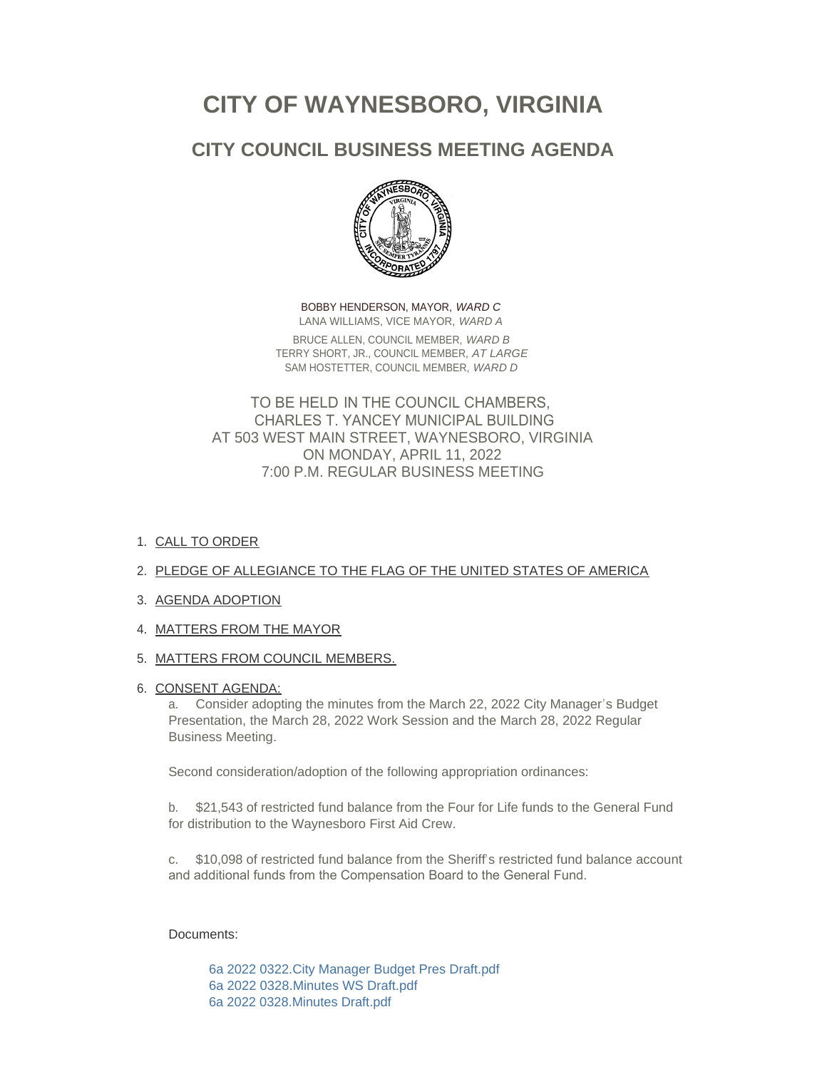# CITY OF WAYNESBORO, VIRGINIA

## CITY COUNCIL BUSINESS MEETING AGENDA

BOBBY HENDERSON, MAYOR, *WARD C*
LANA WILLIAMS, VICE MAYOR, *WARD A*

BRUCE ALLEN, COUNCIL MEMBER, *WARD B*
TERRY SHORT, JR., COUNCIL MEMBER, *AT LARGE*
SAM HOSTETTER, COUNCIL MEMBER, *WARD D*

TO BE HELD IN THE COUNCIL CHAMBERS,
CHARLES T. YANCEY MUNICIPAL BUILDING
AT 503 WEST MAIN STREET, WAYNESBORO, VIRGINIA
ON MONDAY, APRIL 11, 2022
7:00 P.M. REGULAR BUSINESS MEETING

1. CALL TO ORDER
2. PLEDGE OF ALLEGIANCE TO THE FLAG OF THE UNITED STATES OF AMERICA
3. AGENDA ADOPTION
4. MATTERS FROM THE MAYOR
5. MATTERS FROM COUNCIL MEMBERS.
6. CONSENT AGENDA:

   a. Consider adopting the minutes from the March 22, 2022 City Manager's Budget Presentation, the March 28, 2022 Work Session and the March 28, 2022 Regular Business Meeting.

   Second consideration/adoption of the following appropriation ordinances:

   b. $21,543 of restricted fund balance from the Four for Life funds to the General Fund for distribution to the Waynesboro First Aid Crew.

   c. $10,098 of restricted fund balance from the Sheriff's restricted fund balance account and additional funds from the Compensation Board to the General Fund.

   Documents:

   6a 2022 0322.City Manager Budget Pres Draft.pdf
   6a 2022 0328.Minutes WS Draft.pdf
   6a 2022 0328.Minutes Draft.pdf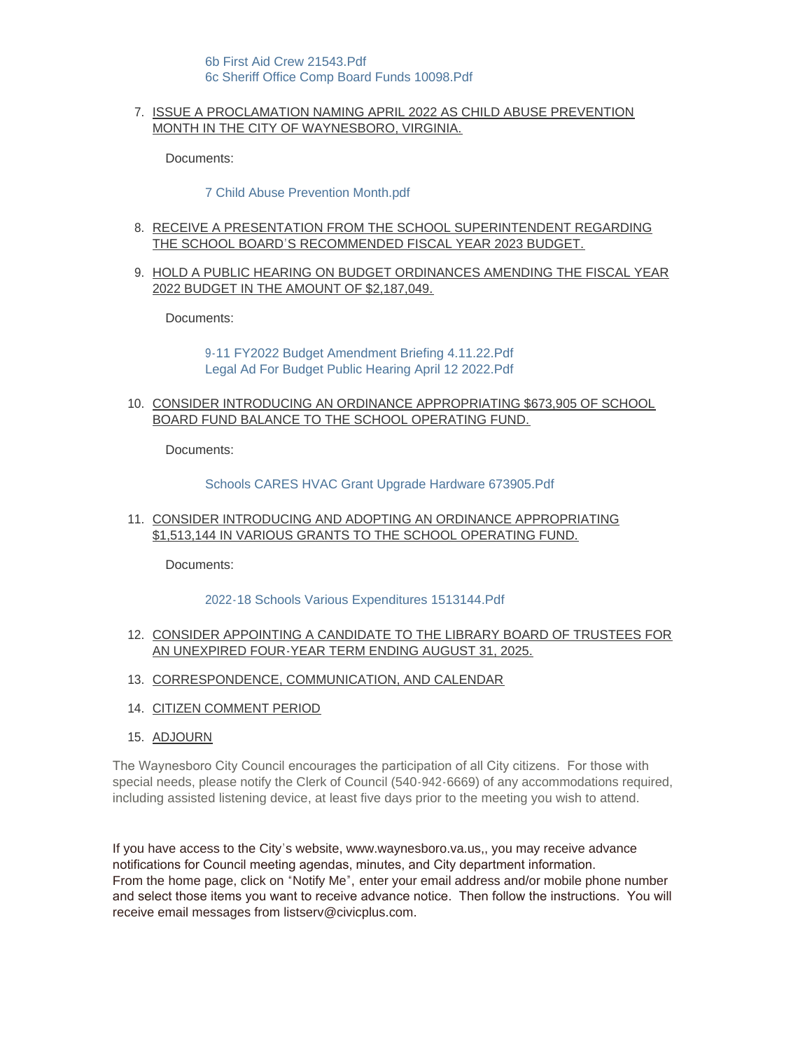6b First Aid Crew 21543.Pdf
6c Sheriff Office Comp Board Funds 10098.Pdf

7. ISSUE A PROCLAMATION NAMING APRIL 2022 AS CHILD ABUSE PREVENTION MONTH IN THE CITY OF WAYNESBORO, VIRGINIA.

   Documents:

   7 Child Abuse Prevention Month.pdf

8. RECEIVE A PRESENTATION FROM THE SCHOOL SUPERINTENDENT REGARDING THE SCHOOL BOARD'S RECOMMENDED FISCAL YEAR 2023 BUDGET.

9. HOLD A PUBLIC HEARING ON BUDGET ORDINANCES AMENDING THE FISCAL YEAR 2022 BUDGET IN THE AMOUNT OF $2,187,049.

   Documents:

   9-11 FY2022 Budget Amendment Briefing 4.11.22.Pdf
   Legal Ad For Budget Public Hearing April 12 2022.Pdf

10. CONSIDER INTRODUCING AN ORDINANCE APPROPRIATING $673,905 OF SCHOOL BOARD FUND BALANCE TO THE SCHOOL OPERATING FUND.

    Documents:

    Schools CARES HVAC Grant Upgrade Hardware 673905.Pdf

11. CONSIDER INTRODUCING AND ADOPTING AN ORDINANCE APPROPRIATING $1,513,144 IN VARIOUS GRANTS TO THE SCHOOL OPERATING FUND.

    Documents:

    2022-18 Schools Various Expenditures 1513144.Pdf

12. CONSIDER APPOINTING A CANDIDATE TO THE LIBRARY BOARD OF TRUSTEES FOR AN UNEXPIRED FOUR-YEAR TERM ENDING AUGUST 31, 2025.

13. CORRESPONDENCE, COMMUNICATION, AND CALENDAR

14. CITIZEN COMMENT PERIOD

15. ADJOURN

The Waynesboro City Council encourages the participation of all City citizens. For those with special needs, please notify the Clerk of Council (540-942-6669) of any accommodations required, including assisted listening device, at least five days prior to the meeting you wish to attend.

If you have access to the City's website, www.waynesboro.va.us,, you may receive advance notifications for Council meeting agendas, minutes, and City department information.
From the home page, click on "Notify Me", enter your email address and/or mobile phone number and select those items you want to receive advance notice. Then follow the instructions. You will receive email messages from listserv@civicplus.com.